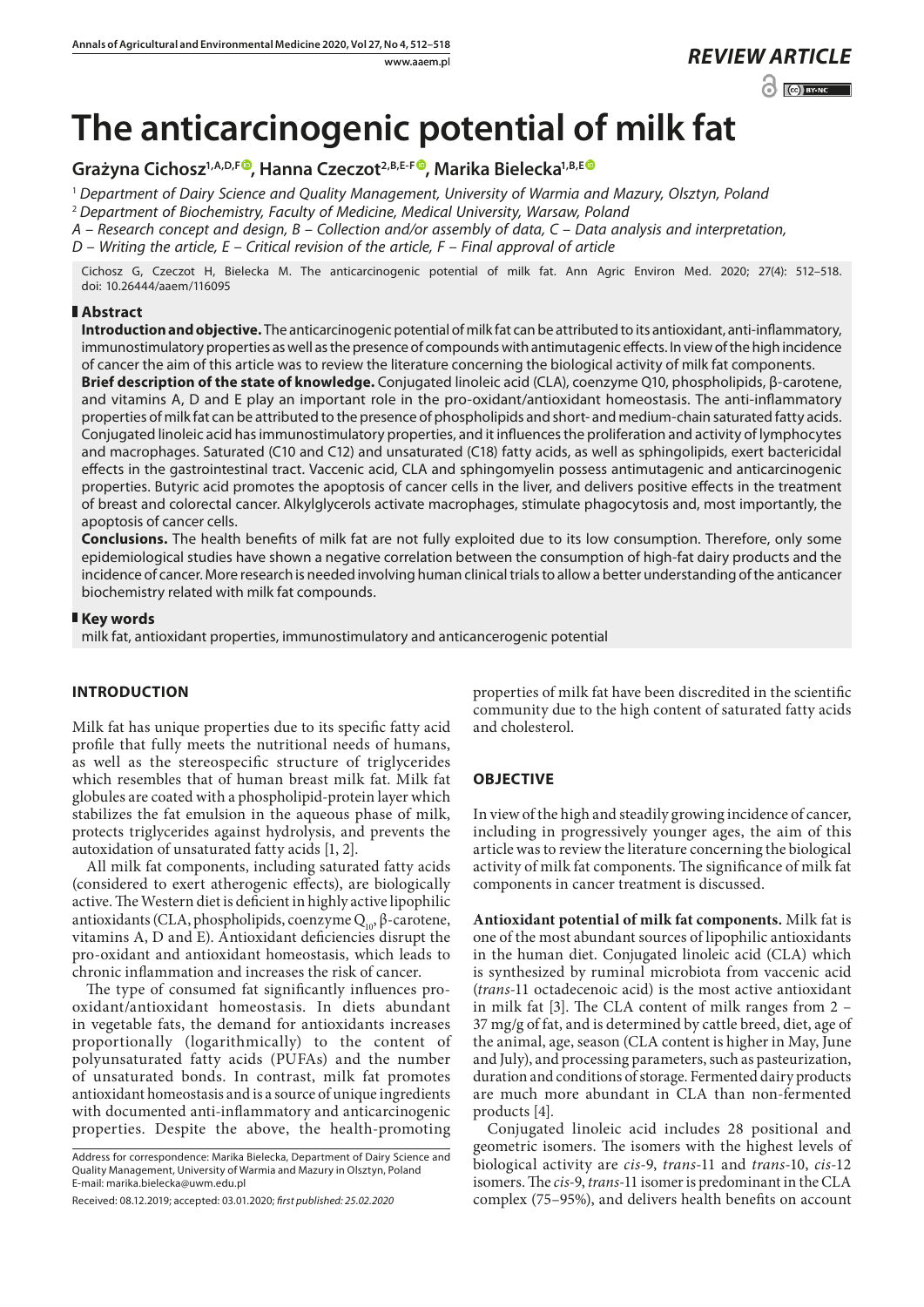*REVIEW ARTICLE*

# The anticarcinogenic potential of milk fat

**Grażyna Cichosz[1,A,D,F], Hanna Czeczot[2,B,E-F], Marika Bielecka[1,B,E]**

[1] *Department of Dairy Science and Quality Management, University of Warmia and Mazury, Olsztyn, Poland*
[2] *Department of Biochemistry, Faculty of Medicine, Medical University, Warsaw, Poland*
*A – Research concept and design, B – Collection and/or assembly of data, C – Data analysis and interpretation, D – Writing the article, E – Critical revision of the article, F – Final approval of article*

Cichosz G, Czeczot H, Bielecka M. The anticarcinogenic potential of milk fat. Ann Agric Environ Med. 2020; 27(4): 512–518. doi: 10.26444/aaem/116095

## Abstract

**Introduction and objective.** The anticarcinogenic potential of milk fat can be attributed to its antioxidant, anti-inflammatory, immunostimulatory properties as well as the presence of compounds with antimutagenic effects. In view of the high incidence of cancer the aim of this article was to review the literature concerning the biological activity of milk fat components.

**Brief description of the state of knowledge.** Conjugated linoleic acid (CLA), coenzyme Q10, phospholipids, β-carotene, and vitamins A, D and E play an important role in the pro-oxidant/antioxidant homeostasis. The anti-inflammatory properties of milk fat can be attributed to the presence of phospholipids and short- and medium-chain saturated fatty acids. Conjugated linoleic acid has immunostimulatory properties, and it influences the proliferation and activity of lymphocytes and macrophages. Saturated (C10 and C12) and unsaturated (C18) fatty acids, as well as sphingolipids, exert bactericidal effects in the gastrointestinal tract. Vaccenic acid, CLA and sphingomyelin possess antimutagenic and anticarcinogenic properties. Butyric acid promotes the apoptosis of cancer cells in the liver, and delivers positive effects in the treatment of breast and colorectal cancer. Alkylglycerols activate macrophages, stimulate phagocytosis and, most importantly, the apoptosis of cancer cells.

**Conclusions.** The health benefits of milk fat are not fully exploited due to its low consumption. Therefore, only some epidemiological studies have shown a negative correlation between the consumption of high-fat dairy products and the incidence of cancer. More research is needed involving human clinical trials to allow a better understanding of the anticancer biochemistry related with milk fat compounds.

## Key words

milk fat, antioxidant properties, immunostimulatory and anticancerogenic potential

## INTRODUCTION

Milk fat has unique properties due to its specific fatty acid profile that fully meets the nutritional needs of humans, as well as the stereospecific structure of triglycerides which resembles that of human breast milk fat. Milk fat globules are coated with a phospholipid-protein layer which stabilizes the fat emulsion in the aqueous phase of milk, protects triglycerides against hydrolysis, and prevents the autoxidation of unsaturated fatty acids [1, 2].

All milk fat components, including saturated fatty acids (considered to exert atherogenic effects), are biologically active. The Western diet is deficient in highly active lipophilic antioxidants (CLA, phospholipids, coenzyme $Q_{10}$, β-carotene, vitamins A, D and E). Antioxidant deficiencies disrupt the pro-oxidant and antioxidant homeostasis, which leads to chronic inflammation and increases the risk of cancer.

The type of consumed fat significantly influences pro-oxidant/antioxidant homeostasis. In diets abundant in vegetable fats, the demand for antioxidants increases proportionally (logarithmically) to the content of polyunsaturated fatty acids (PUFAs) and the number of unsaturated bonds. In contrast, milk fat promotes antioxidant homeostasis and is a source of unique ingredients with documented anti-inflammatory and anticarcinogenic properties. Despite the above, the health-promoting properties of milk fat have been discredited in the scientific community due to the high content of saturated fatty acids and cholesterol.

## OBJECTIVE

In view of the high and steadily growing incidence of cancer, including in progressively younger ages, the aim of this article was to review the literature concerning the biological activity of milk fat components. The significance of milk fat components in cancer treatment is discussed.

**Antioxidant potential of milk fat components.** Milk fat is one of the most abundant sources of lipophilic antioxidants in the human diet. Conjugated linoleic acid (CLA) which is synthesized by ruminal microbiota from vaccenic acid (*trans*-11 octadecenoic acid) is the most active antioxidant in milk fat [3]. The CLA content of milk ranges from 2 – 37 mg/g of fat, and is determined by cattle breed, diet, age of the animal, age, season (CLA content is higher in May, June and July), and processing parameters, such as pasteurization, duration and conditions of storage. Fermented dairy products are much more abundant in CLA than non-fermented products [4].

Conjugated linoleic acid includes 28 positional and geometric isomers. The isomers with the highest levels of biological activity are *cis*-9, *trans*-11 and *trans*-10, *cis*-12 isomers. The *cis*-9, *trans*-11 isomer is predominant in the CLA complex (75–95%), and delivers health benefits on account

Address for correspondence: Marika Bielecka, Department of Dairy Science and Quality Management, University of Warmia and Mazury in Olsztyn, Poland
E-mail: marika.bielecka@uwm.edu.pl

Received: 08.12.2019; accepted: 03.01.2020; *first published: 25.02.2020*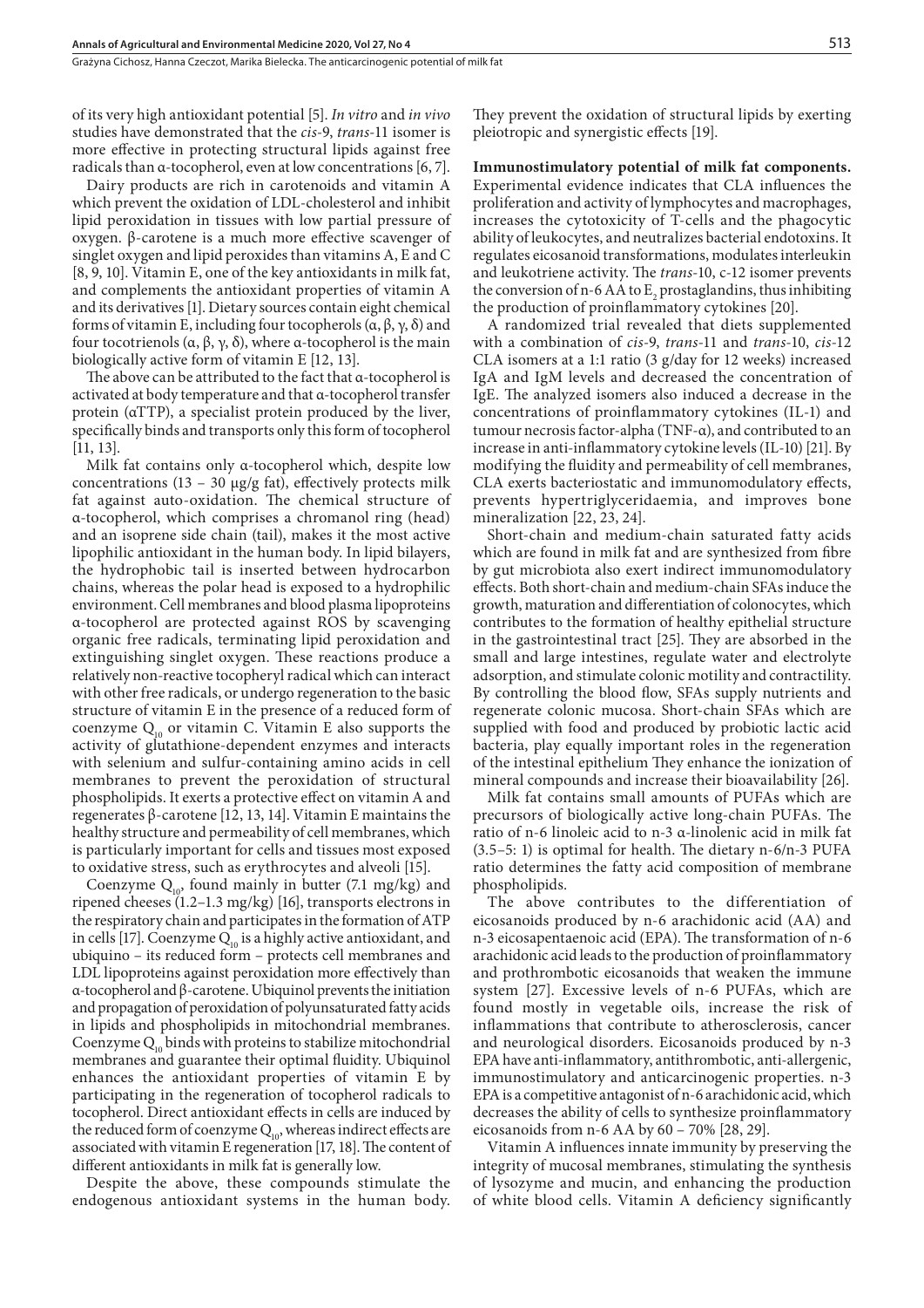of its very high antioxidant potential [5]. *In vitro* and *in vivo* studies have demonstrated that the *cis*-9, *trans*-11 isomer is more effective in protecting structural lipids against free radicals than α-tocopherol, even at low concentrations [6, 7].

Dairy products are rich in carotenoids and vitamin A which prevent the oxidation of LDL-cholesterol and inhibit lipid peroxidation in tissues with low partial pressure of oxygen. β-carotene is a much more effective scavenger of singlet oxygen and lipid peroxides than vitamins A, E and C [8, 9, 10]. Vitamin E, one of the key antioxidants in milk fat, and complements the antioxidant properties of vitamin A and its derivatives [1]. Dietary sources contain eight chemical forms of vitamin E, including four tocopherols (α, β, γ, δ) and four tocotrienols (α, β, γ, δ), where α-tocopherol is the main biologically active form of vitamin E [12, 13].

The above can be attributed to the fact that α-tocopherol is activated at body temperature and that α-tocopherol transfer protein (αTTP), a specialist protein produced by the liver, specifically binds and transports only this form of tocopherol [11, 13].

Milk fat contains only α-tocopherol which, despite low concentrations (13 – 30 μg/g fat), effectively protects milk fat against auto-oxidation. The chemical structure of α-tocopherol, which comprises a chromanol ring (head) and an isoprene side chain (tail), makes it the most active lipophilic antioxidant in the human body. In lipid bilayers, the hydrophobic tail is inserted between hydrocarbon chains, whereas the polar head is exposed to a hydrophilic environment. Cell membranes and blood plasma lipoproteins α-tocopherol are protected against ROS by scavenging organic free radicals, terminating lipid peroxidation and extinguishing singlet oxygen. These reactions produce a relatively non-reactive tocopheryl radical which can interact with other free radicals, or undergo regeneration to the basic structure of vitamin E in the presence of a reduced form of coenzyme $Q_{10}$ or vitamin C. Vitamin E also supports the activity of glutathione-dependent enzymes and interacts with selenium and sulfur-containing amino acids in cell membranes to prevent the peroxidation of structural phospholipids. It exerts a protective effect on vitamin A and regenerates β-carotene [12, 13, 14]. Vitamin E maintains the healthy structure and permeability of cell membranes, which is particularly important for cells and tissues most exposed to oxidative stress, such as erythrocytes and alveoli [15].

Coenzyme $Q_{10}$, found mainly in butter (7.1 mg/kg) and ripened cheeses (1.2–1.3 mg/kg) [16], transports electrons in the respiratory chain and participates in the formation of ATP in cells [17]. Coenzyme $Q_{10}$ is a highly active antioxidant, and ubiquino – its reduced form – protects cell membranes and LDL lipoproteins against peroxidation more effectively than α-tocopherol and β-carotene. Ubiquinol prevents the initiation and propagation of peroxidation of polyunsaturated fatty acids in lipids and phospholipids in mitochondrial membranes. Coenzyme $Q_{10}$ binds with proteins to stabilize mitochondrial membranes and guarantee their optimal fluidity. Ubiquinol enhances the antioxidant properties of vitamin E by participating in the regeneration of tocopherol radicals to tocopherol. Direct antioxidant effects in cells are induced by the reduced form of coenzyme $Q_{10}$, whereas indirect effects are associated with vitamin E regeneration [17, 18]. The content of different antioxidants in milk fat is generally low.

Despite the above, these compounds stimulate the endogenous antioxidant systems in the human body. They prevent the oxidation of structural lipids by exerting pleiotropic and synergistic effects [19].

**Immunostimulatory potential of milk fat components.** Experimental evidence indicates that CLA influences the proliferation and activity of lymphocytes and macrophages, increases the cytotoxicity of T-cells and the phagocytic ability of leukocytes, and neutralizes bacterial endotoxins. It regulates eicosanoid transformations, modulates interleukin and leukotriene activity. The *trans*-10, c-12 isomer prevents the conversion of n-6 AA to $E_2$ prostaglandins, thus inhibiting the production of proinflammatory cytokines [20].

A randomized trial revealed that diets supplemented with a combination of *cis*-9, *trans*-11 and *trans*-10, *cis*-12 CLA isomers at a 1:1 ratio (3 g/day for 12 weeks) increased IgA and IgM levels and decreased the concentration of IgE. The analyzed isomers also induced a decrease in the concentrations of proinflammatory cytokines (IL-1) and tumour necrosis factor-alpha (TNF-α), and contributed to an increase in anti-inflammatory cytokine levels (IL-10) [21]. By modifying the fluidity and permeability of cell membranes, CLA exerts bacteriostatic and immunomodulatory effects, prevents hypertriglyceridaemia, and improves bone mineralization [22, 23, 24].

Short-chain and medium-chain saturated fatty acids which are found in milk fat and are synthesized from fibre by gut microbiota also exert indirect immunomodulatory effects. Both short-chain and medium-chain SFAs induce the growth, maturation and differentiation of colonocytes, which contributes to the formation of healthy epithelial structure in the gastrointestinal tract [25]. They are absorbed in the small and large intestines, regulate water and electrolyte adsorption, and stimulate colonic motility and contractility. By controlling the blood flow, SFAs supply nutrients and regenerate colonic mucosa. Short-chain SFAs which are supplied with food and produced by probiotic lactic acid bacteria, play equally important roles in the regeneration of the intestinal epithelium They enhance the ionization of mineral compounds and increase their bioavailability [26].

Milk fat contains small amounts of PUFAs which are precursors of biologically active long-chain PUFAs. The ratio of n-6 linoleic acid to n-3 α-linolenic acid in milk fat (3.5–5: 1) is optimal for health. The dietary n-6/n-3 PUFA ratio determines the fatty acid composition of membrane phospholipids.

The above contributes to the differentiation of eicosanoids produced by n-6 arachidonic acid (AA) and n-3 eicosapentaenoic acid (EPA). The transformation of n-6 arachidonic acid leads to the production of proinflammatory and prothrombotic eicosanoids that weaken the immune system [27]. Excessive levels of n-6 PUFAs, which are found mostly in vegetable oils, increase the risk of inflammations that contribute to atherosclerosis, cancer and neurological disorders. Eicosanoids produced by n-3 EPA have anti-inflammatory, antithrombotic, anti-allergenic, immunostimulatory and anticarcinogenic properties. n-3 EPA is a competitive antagonist of n-6 arachidonic acid, which decreases the ability of cells to synthesize proinflammatory eicosanoids from n-6 AA by 60 – 70% [28, 29].

Vitamin A influences innate immunity by preserving the integrity of mucosal membranes, stimulating the synthesis of lysozyme and mucin, and enhancing the production of white blood cells. Vitamin A deficiency significantly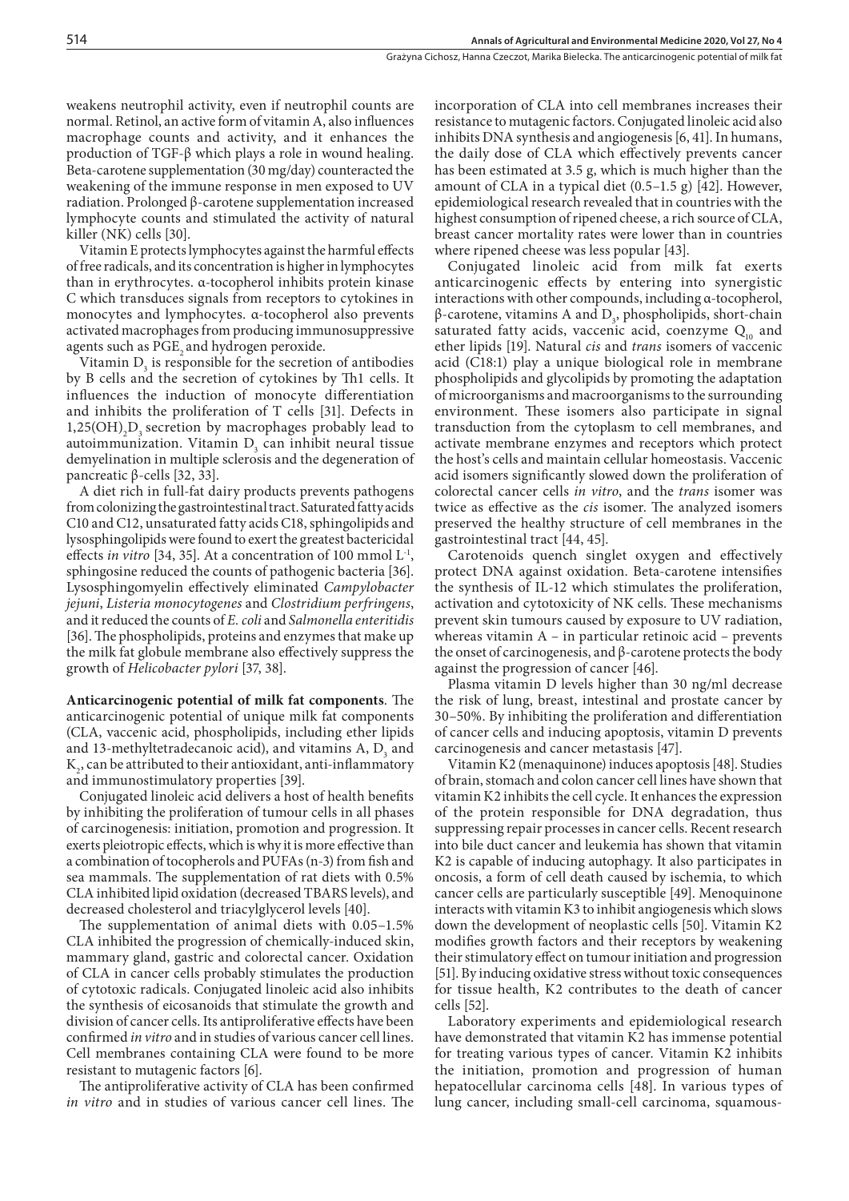weakens neutrophil activity, even if neutrophil counts are normal. Retinol, an active form of vitamin A, also influences macrophage counts and activity, and it enhances the production of TGF-β which plays a role in wound healing. Beta-carotene supplementation (30 mg/day) counteracted the weakening of the immune response in men exposed to UV radiation. Prolonged β-carotene supplementation increased lymphocyte counts and stimulated the activity of natural killer (NK) cells [30].

Vitamin E protects lymphocytes against the harmful effects of free radicals, and its concentration is higher in lymphocytes than in erythrocytes. α-tocopherol inhibits protein kinase C which transduces signals from receptors to cytokines in monocytes and lymphocytes. α-tocopherol also prevents activated macrophages from producing immunosuppressive agents such as $PGE_2$ and hydrogen peroxide.

Vitamin $D_3$ is responsible for the secretion of antibodies by B cells and the secretion of cytokines by Th1 cells. It influences the induction of monocyte differentiation and inhibits the proliferation of T cells [31]. Defects in $1,25(OH)_2D_3$ secretion by macrophages probably lead to autoimmunization. Vitamin $D_3$ can inhibit neural tissue demyelination in multiple sclerosis and the degeneration of pancreatic β-cells [32, 33].

A diet rich in full-fat dairy products prevents pathogens from colonizing the gastrointestinal tract. Saturated fatty acids C10 and C12, unsaturated fatty acids C18, sphingolipids and lysosphingolipids were found to exert the greatest bactericidal effects *in vitro* [34, 35]. At a concentration of 100 mmol $L^{-1}$, sphingosine reduced the counts of pathogenic bacteria [36]. Lysosphingomyelin effectively eliminated *Campylobacter jejuni*, *Listeria monocytogenes* and *Clostridium perfringens*, and it reduced the counts of *E. coli* and *Salmonella enteritidis* [36]. The phospholipids, proteins and enzymes that make up the milk fat globule membrane also effectively suppress the growth of *Helicobacter pylori* [37, 38].

**Anticarcinogenic potential of milk fat components**. The anticarcinogenic potential of unique milk fat components (CLA, vaccenic acid, phospholipids, including ether lipids and 13-methyltetradecanoic acid), and vitamins A, $D_3$ and $K_2$, can be attributed to their antioxidant, anti-inflammatory and immunostimulatory properties [39].

Conjugated linoleic acid delivers a host of health benefits by inhibiting the proliferation of tumour cells in all phases of carcinogenesis: initiation, promotion and progression. It exerts pleiotropic effects, which is why it is more effective than a combination of tocopherols and PUFAs (n-3) from fish and sea mammals. The supplementation of rat diets with 0.5% CLA inhibited lipid oxidation (decreased TBARS levels), and decreased cholesterol and triacylglycerol levels [40].

The supplementation of animal diets with 0.05–1.5% CLA inhibited the progression of chemically-induced skin, mammary gland, gastric and colorectal cancer. Oxidation of CLA in cancer cells probably stimulates the production of cytotoxic radicals. Conjugated linoleic acid also inhibits the synthesis of eicosanoids that stimulate the growth and division of cancer cells. Its antiproliferative effects have been confirmed *in vitro* and in studies of various cancer cell lines. Cell membranes containing CLA were found to be more resistant to mutagenic factors [6].

The antiproliferative activity of CLA has been confirmed *in vitro* and in studies of various cancer cell lines. The incorporation of CLA into cell membranes increases their resistance to mutagenic factors. Conjugated linoleic acid also inhibits DNA synthesis and angiogenesis [6, 41]. In humans, the daily dose of CLA which effectively prevents cancer has been estimated at 3.5 g, which is much higher than the amount of CLA in a typical diet (0.5–1.5 g) [42]. However, epidemiological research revealed that in countries with the highest consumption of ripened cheese, a rich source of CLA, breast cancer mortality rates were lower than in countries where ripened cheese was less popular [43].

Conjugated linoleic acid from milk fat exerts anticarcinogenic effects by entering into synergistic interactions with other compounds, including α-tocopherol, β-carotene, vitamins A and $D_3$, phospholipids, short-chain saturated fatty acids, vaccenic acid, coenzyme $Q_{10}$ and ether lipids [19]. Natural *cis* and *trans* isomers of vaccenic acid (C18:1) play a unique biological role in membrane phospholipids and glycolipids by promoting the adaptation of microorganisms and macroorganisms to the surrounding environment. These isomers also participate in signal transduction from the cytoplasm to cell membranes, and activate membrane enzymes and receptors which protect the host's cells and maintain cellular homeostasis. Vaccenic acid isomers significantly slowed down the proliferation of colorectal cancer cells *in vitro*, and the *trans* isomer was twice as effective as the *cis* isomer. The analyzed isomers preserved the healthy structure of cell membranes in the gastrointestinal tract [44, 45].

Carotenoids quench singlet oxygen and effectively protect DNA against oxidation. Beta-carotene intensifies the synthesis of IL-12 which stimulates the proliferation, activation and cytotoxicity of NK cells. These mechanisms prevent skin tumours caused by exposure to UV radiation, whereas vitamin A – in particular retinoic acid – prevents the onset of carcinogenesis, and β-carotene protects the body against the progression of cancer [46].

Plasma vitamin D levels higher than 30 ng/ml decrease the risk of lung, breast, intestinal and prostate cancer by 30–50%. By inhibiting the proliferation and differentiation of cancer cells and inducing apoptosis, vitamin D prevents carcinogenesis and cancer metastasis [47].

Vitamin K2 (menaquinone) induces apoptosis [48]. Studies of brain, stomach and colon cancer cell lines have shown that vitamin K2 inhibits the cell cycle. It enhances the expression of the protein responsible for DNA degradation, thus suppressing repair processes in cancer cells. Recent research into bile duct cancer and leukemia has shown that vitamin K2 is capable of inducing autophagy. It also participates in oncosis, a form of cell death caused by ischemia, to which cancer cells are particularly susceptible [49]. Menoquinone interacts with vitamin K3 to inhibit angiogenesis which slows down the development of neoplastic cells [50]. Vitamin K2 modifies growth factors and their receptors by weakening their stimulatory effect on tumour initiation and progression [51]. By inducing oxidative stress without toxic consequences for tissue health, K2 contributes to the death of cancer cells [52].

Laboratory experiments and epidemiological research have demonstrated that vitamin K2 has immense potential for treating various types of cancer. Vitamin K2 inhibits the initiation, promotion and progression of human hepatocellular carcinoma cells [48]. In various types of lung cancer, including small-cell carcinoma, squamous-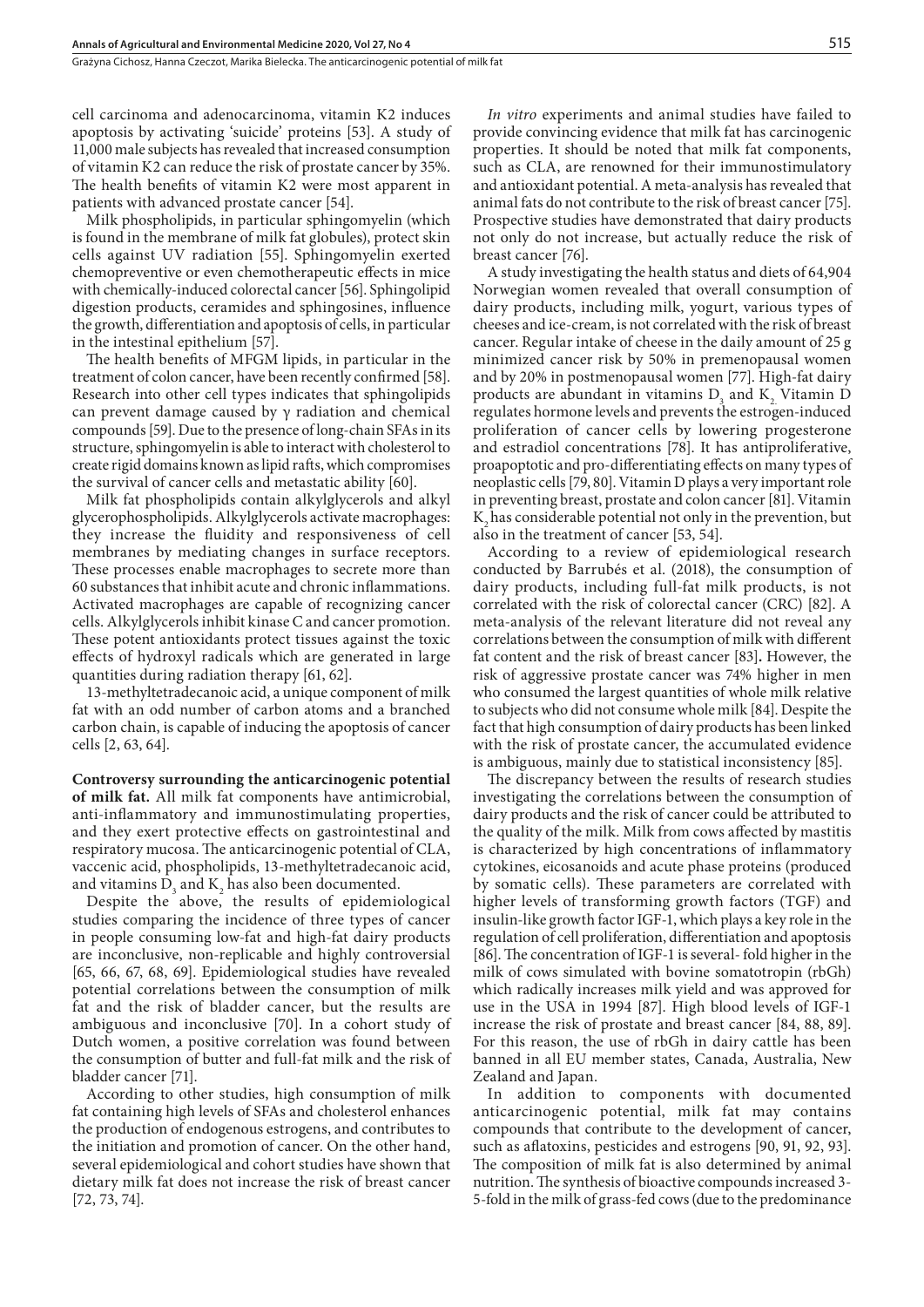cell carcinoma and adenocarcinoma, vitamin K2 induces apoptosis by activating 'suicide' proteins [53]. A study of 11,000 male subjects has revealed that increased consumption of vitamin K2 can reduce the risk of prostate cancer by 35%. The health benefits of vitamin K2 were most apparent in patients with advanced prostate cancer [54].

Milk phospholipids, in particular sphingomyelin (which is found in the membrane of milk fat globules), protect skin cells against UV radiation [55]. Sphingomyelin exerted chemopreventive or even chemotherapeutic effects in mice with chemically-induced colorectal cancer [56]. Sphingolipid digestion products, ceramides and sphingosines, influence the growth, differentiation and apoptosis of cells, in particular in the intestinal epithelium [57].

The health benefits of MFGM lipids, in particular in the treatment of colon cancer, have been recently confirmed [58]. Research into other cell types indicates that sphingolipids can prevent damage caused by γ radiation and chemical compounds [59]. Due to the presence of long-chain SFAs in its structure, sphingomyelin is able to interact with cholesterol to create rigid domains known as lipid rafts, which compromises the survival of cancer cells and metastatic ability [60].

Milk fat phospholipids contain alkylglycerols and alkyl glycerophospholipids. Alkylglycerols activate macrophages: they increase the fluidity and responsiveness of cell membranes by mediating changes in surface receptors. These processes enable macrophages to secrete more than 60 substances that inhibit acute and chronic inflammations. Activated macrophages are capable of recognizing cancer cells. Alkylglycerols inhibit kinase C and cancer promotion. These potent antioxidants protect tissues against the toxic effects of hydroxyl radicals which are generated in large quantities during radiation therapy [61, 62].

13-methyltetradecanoic acid, a unique component of milk fat with an odd number of carbon atoms and a branched carbon chain, is capable of inducing the apoptosis of cancer cells [2, 63, 64].

**Controversy surrounding the anticarcinogenic potential of milk fat.** All milk fat components have antimicrobial, anti-inflammatory and immunostimulating properties, and they exert protective effects on gastrointestinal and respiratory mucosa. The anticarcinogenic potential of CLA, vaccenic acid, phospholipids, 13-methyltetradecanoic acid, and vitamins $D_3$ and $K_2$ has also been documented.

Despite the above, the results of epidemiological studies comparing the incidence of three types of cancer in people consuming low-fat and high-fat dairy products are inconclusive, non-replicable and highly controversial [65, 66, 67, 68, 69]. Epidemiological studies have revealed potential correlations between the consumption of milk fat and the risk of bladder cancer, but the results are ambiguous and inconclusive [70]. In a cohort study of Dutch women, a positive correlation was found between the consumption of butter and full-fat milk and the risk of bladder cancer [71].

According to other studies, high consumption of milk fat containing high levels of SFAs and cholesterol enhances the production of endogenous estrogens, and contributes to the initiation and promotion of cancer. On the other hand, several epidemiological and cohort studies have shown that dietary milk fat does not increase the risk of breast cancer [72, 73, 74].

*In vitro* experiments and animal studies have failed to provide convincing evidence that milk fat has carcinogenic properties. It should be noted that milk fat components, such as CLA, are renowned for their immunostimulatory and antioxidant potential. A meta-analysis has revealed that animal fats do not contribute to the risk of breast cancer [75]. Prospective studies have demonstrated that dairy products not only do not increase, but actually reduce the risk of breast cancer [76].

A study investigating the health status and diets of 64,904 Norwegian women revealed that overall consumption of dairy products, including milk, yogurt, various types of cheeses and ice-cream, is not correlated with the risk of breast cancer. Regular intake of cheese in the daily amount of 25 g minimized cancer risk by 50% in premenopausal women and by 20% in postmenopausal women [77]. High-fat dairy products are abundant in vitamins $D_3$ and $K_2$. Vitamin D regulates hormone levels and prevents the estrogen-induced proliferation of cancer cells by lowering progesterone and estradiol concentrations [78]. It has antiproliferative, proapoptotic and pro-differentiating effects on many types of neoplastic cells [79, 80]. Vitamin D plays a very important role in preventing breast, prostate and colon cancer [81]. Vitamin $K_2$ has considerable potential not only in the prevention, but also in the treatment of cancer [53, 54].

According to a review of epidemiological research conducted by Barrubés et al. (2018), the consumption of dairy products, including full-fat milk products, is not correlated with the risk of colorectal cancer (CRC) [82]. A meta-analysis of the relevant literature did not reveal any correlations between the consumption of milk with different fat content and the risk of breast cancer [83]**.** However, the risk of aggressive prostate cancer was 74% higher in men who consumed the largest quantities of whole milk relative to subjects who did not consume whole milk [84]. Despite the fact that high consumption of dairy products has been linked with the risk of prostate cancer, the accumulated evidence is ambiguous, mainly due to statistical inconsistency [85].

The discrepancy between the results of research studies investigating the correlations between the consumption of dairy products and the risk of cancer could be attributed to the quality of the milk. Milk from cows affected by mastitis is characterized by high concentrations of inflammatory cytokines, eicosanoids and acute phase proteins (produced by somatic cells). These parameters are correlated with higher levels of transforming growth factors (TGF) and insulin-like growth factor IGF-1, which plays a key role in the regulation of cell proliferation, differentiation and apoptosis [86]. The concentration of IGF-1 is several- fold higher in the milk of cows simulated with bovine somatotropin (rbGh) which radically increases milk yield and was approved for use in the USA in 1994 [87]. High blood levels of IGF-1 increase the risk of prostate and breast cancer [84, 88, 89]. For this reason, the use of rbGh in dairy cattle has been banned in all EU member states, Canada, Australia, New Zealand and Japan.

In addition to components with documented anticarcinogenic potential, milk fat may contains compounds that contribute to the development of cancer, such as aflatoxins, pesticides and estrogens [90, 91, 92, 93]. The composition of milk fat is also determined by animal nutrition. The synthesis of bioactive compounds increased 3-5-fold in the milk of grass-fed cows (due to the predominance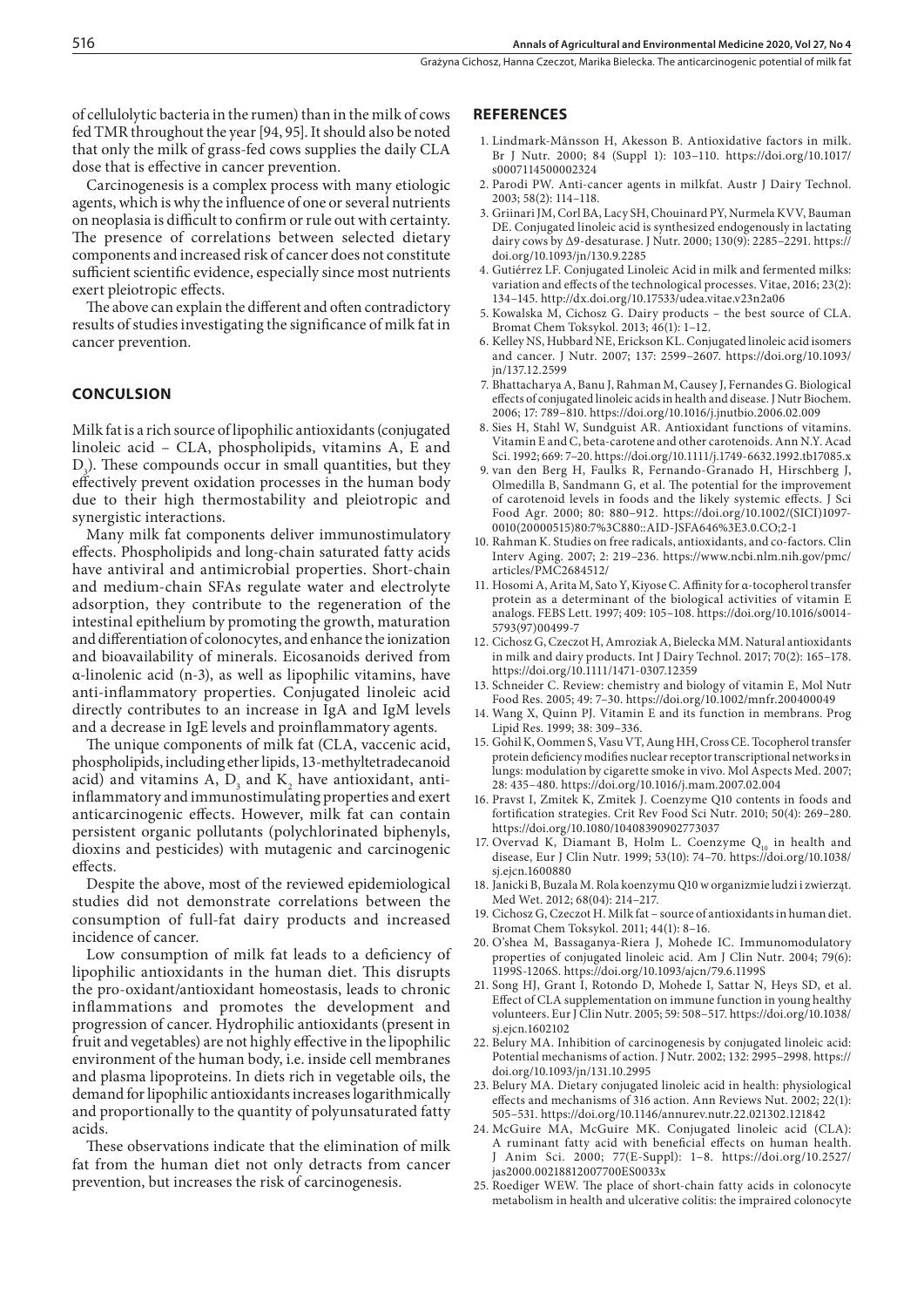of cellulolytic bacteria in the rumen) than in the milk of cows fed TMR throughout the year [94, 95]. It should also be noted that only the milk of grass-fed cows supplies the daily CLA dose that is effective in cancer prevention.

Carcinogenesis is a complex process with many etiologic agents, which is why the influence of one or several nutrients on neoplasia is difficult to confirm or rule out with certainty. The presence of correlations between selected dietary components and increased risk of cancer does not constitute sufficient scientific evidence, especially since most nutrients exert pleiotropic effects.

The above can explain the different and often contradictory results of studies investigating the significance of milk fat in cancer prevention.

## CONCULSION

Milk fat is a rich source of lipophilic antioxidants (conjugated linoleic acid – CLA, phospholipids, vitamins A, E and $D_3$). These compounds occur in small quantities, but they effectively prevent oxidation processes in the human body due to their high thermostability and pleiotropic and synergistic interactions.

Many milk fat components deliver immunostimulatory effects. Phospholipids and long-chain saturated fatty acids have antiviral and antimicrobial properties. Short-chain and medium-chain SFAs regulate water and electrolyte adsorption, they contribute to the regeneration of the intestinal epithelium by promoting the growth, maturation and differentiation of colonocytes, and enhance the ionization and bioavailability of minerals. Eicosanoids derived from α-linolenic acid (n-3), as well as lipophilic vitamins, have anti-inflammatory properties. Conjugated linoleic acid directly contributes to an increase in IgA and IgM levels and a decrease in IgE levels and proinflammatory agents.

The unique components of milk fat (CLA, vaccenic acid, phospholipids, including ether lipids, 13-methyltetradecanoid acid) and vitamins A, $D_3$ and $K_2$ have antioxidant, anti-inflammatory and immunostimulating properties and exert anticarcinogenic effects. However, milk fat can contain persistent organic pollutants (polychlorinated biphenyls, dioxins and pesticides) with mutagenic and carcinogenic effects.

Despite the above, most of the reviewed epidemiological studies did not demonstrate correlations between the consumption of full-fat dairy products and increased incidence of cancer.

Low consumption of milk fat leads to a deficiency of lipophilic antioxidants in the human diet. This disrupts the pro-oxidant/antioxidant homeostasis, leads to chronic inflammations and promotes the development and progression of cancer. Hydrophilic antioxidants (present in fruit and vegetables) are not highly effective in the lipophilic environment of the human body, i.e. inside cell membranes and plasma lipoproteins. In diets rich in vegetable oils, the demand for lipophilic antioxidants increases logarithmically and proportionally to the quantity of polyunsaturated fatty acids.

These observations indicate that the elimination of milk fat from the human diet not only detracts from cancer prevention, but increases the risk of carcinogenesis.

## REFERENCES

1. Lindmark-Månsson H, Akesson B. Antioxidative factors in milk. Br J Nutr. 2000; 84 (Suppl 1): 103–110. https://doi.org/10.1017/s0007114500002324
2. Parodi PW. Anti-cancer agents in milkfat. Austr J Dairy Technol. 2003; 58(2): 114–118.
3. Griinari JM, Corl BA, Lacy SH, Chouinard PY, Nurmela KVV, Bauman DE. Conjugated linoleic acid is synthesized endogenously in lactating dairy cows by Δ9-desaturase. J Nutr. 2000; 130(9): 2285–2291. https://doi.org/10.1093/jn/130.9.2285
4. Gutiérrez LF. Conjugated Linoleic Acid in milk and fermented milks: variation and effects of the technological processes. Vitae, 2016; 23(2): 134–145. http://dx.doi.org/10.17533/udea.vitae.v23n2a06
5. Kowalska M, Cichosz G. Dairy products – the best source of CLA. Bromat Chem Toksykol. 2013; 46(1): 1–12.
6. Kelley NS, Hubbard NE, Erickson KL. Conjugated linoleic acid isomers and cancer. J Nutr. 2007; 137: 2599–2607. https://doi.org/10.1093/jn/137.12.2599
7. Bhattacharya A, Banu J, Rahman M, Causey J, Fernandes G. Biological effects of conjugated linoleic acids in health and disease. J Nutr Biochem. 2006; 17: 789–810. https://doi.org/10.1016/j.jnutbio.2006.02.009
8. Sies H, Stahl W, Sundguist AR. Antioxidant functions of vitamins. Vitamin E and C, beta-carotene and other carotenoids. Ann N.Y. Acad Sci. 1992; 669: 7–20. https://doi.org/10.1111/j.1749-6632.1992.tb17085.x
9. van den Berg H, Faulks R, Fernando-Granado H, Hirschberg J, Olmedilla B, Sandmann G, et al. The potential for the improvement of carotenoid levels in foods and the likely systemic effects. J Sci Food Agr. 2000; 80: 880–912. https://doi.org/10.1002/(SICI)1097-0010(20000515)80:7%3C880::AID-JSFA646%3E3.0.CO;2-1
10. Rahman K. Studies on free radicals, antioxidants, and co-factors. Clin Interv Aging. 2007; 2: 219–236. https://www.ncbi.nlm.nih.gov/pmc/articles/PMC2684512/
11. Hosomi A, Arita M, Sato Y, Kiyose C. Affinity for α-tocopherol transfer protein as a determinant of the biological activities of vitamin E analogs. FEBS Lett. 1997; 409: 105–108. https://doi.org/10.1016/s0014-5793(97)00499-7
12. Cichosz G, Czeczot H, Amroziak A, Bielecka MM. Natural antioxidants in milk and dairy products. Int J Dairy Technol. 2017; 70(2): 165–178. https://doi.org/10.1111/1471-0307.12359
13. Schneider C. Review: chemistry and biology of vitamin E, Mol Nutr Food Res. 2005; 49: 7–30. https://doi.org/10.1002/mnfr.200400049
14. Wang X, Quinn PJ. Vitamin E and its function in membrans. Prog Lipid Res. 1999; 38: 309–336.
15. Gohil K, Oommen S, Vasu VT, Aung HH, Cross CE. Tocopherol transfer protein deficiency modifies nuclear receptor transcriptional networks in lungs: modulation by cigarette smoke in vivo. Mol Aspects Med. 2007; 28: 435–480. https://doi.org/10.1016/j.mam.2007.02.004
16. Pravst I, Zmitek K, Zmitek J. Coenzyme Q10 contents in foods and fortification strategies. Crit Rev Food Sci Nutr. 2010; 50(4): 269–280. https://doi.org/10.1080/10408390902773037
17. Overvad K, Diamant B, Holm L. Coenzyme $Q_{10}$ in health and disease, Eur J Clin Nutr. 1999; 53(10): 74–70. https://doi.org/10.1038/sj.ejcn.1600880
18. Janicki B, Buzała M. Rola koenzymu Q10 w organizmie ludzi i zwierząt. Med Wet. 2012; 68(04): 214–217.
19. Cichosz G, Czeczot H. Milk fat – source of antioxidants in human diet. Bromat Chem Toksykol. 2011; 44(1): 8–16.
20. O'shea M, Bassaganya-Riera J, Mohede IC. Immunomodulatory properties of conjugated linoleic acid. Am J Clin Nutr. 2004; 79(6): 1199S-1206S. https://doi.org/10.1093/ajcn/79.6.1199S
21. Song HJ, Grant I, Rotondo D, Mohede I, Sattar N, Heys SD, et al. Effect of CLA supplementation on immune function in young healthy volunteers. Eur J Clin Nutr. 2005; 59: 508–517. https://doi.org/10.1038/sj.ejcn.1602102
22. Belury MA. Inhibition of carcinogenesis by conjugated linoleic acid: Potential mechanisms of action. J Nutr. 2002; 132: 2995–2998. https://doi.org/10.1093/jn/131.10.2995
23. Belury MA. Dietary conjugated linoleic acid in health: physiological effects and mechanisms of 316 action. Ann Reviews Nut. 2002; 22(1): 505–531. https://doi.org/10.1146/annurev.nutr.22.021302.121842
24. McGuire MA, McGuire MK. Conjugated linoleic acid (CLA): A ruminant fatty acid with beneficial effects on human health. J Anim Sci. 2000; 77(E-Suppl): 1–8. https://doi.org/10.2527/jas2000.00218812007700ES0033x
25. Roediger WEW. The place of short-chain fatty acids in colonocyte metabolism in health and ulcerative colitis: the impraired colonocyte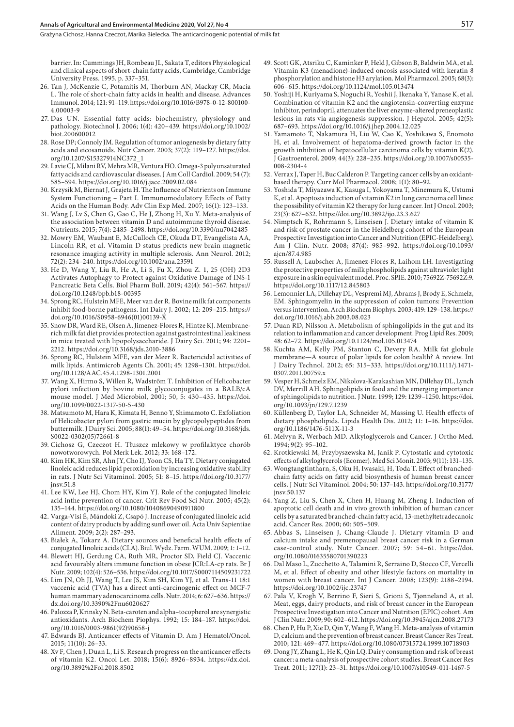barrier. In: Cummings JH, Rombeau JL, Sakata T, editors Physiological and clinical aspects of short-chain fatty acids, Cambridge, Cambridge University Press. 1995. p. 337–351.

26. Tan J, McKenzie C, Potamitis M, Thorburn AN, Mackay CR, Macia L. The role of short-chain fatty acids in health and disease. Advances Immunol. 2014; 121: 91–119. https://doi.org/10.1016/B978-0-12-800100-4.00003-9
27. Das UN. Essential fatty acids: biochemistry, physiology and pathology. Biotechnol J. 2006; 1(4): 420–439. https://doi.org/10.1002/biot.200600012
28. Rose DP; Connoly JM. Regulation of tumor aniogenesis by dietary fatty acids and eicosanoids. Nutr Cancer. 2003; 37(2): 119–127. https://doi.org/10.1207/S15327914NC372_1
29. Lavie CJ, Milani RV, Mehra MR, Ventura HO. Omega-3 polyunsaturated fatty acids and cardiovascular diseases. J Am Coll Cardiol. 2009; 54 (7): 585–594. https://doi.org/10.1016/j.jacc.2009.02.084
30. Krzysik M, Biernat J, Grajeta H. The Influence of Nutrients on Immune System Functioning – Part I. Immunomodulatory Effects of Fatty Acids on the Human Body. Adv Clin Exp Med. 2007; 16(1): 123–133.
31. Wang J, Lv S, Chen G, Gao C, He J, Zhong H, Xu Y. Meta-analysis of the association between vitamin D and autoimmune thyroid disease. Nutrients. 2015; 7(4): 2485–2498. https://doi.org/10.3390/nu7042485
32. Mowry EM, Waubant E, McCulloch CE, Okuda DT, Evangelista AA, Lincoln RR, et al. Vitamin D status predicts new brain magnetic resonance imaging activity in multiple sclerosis. Ann Neurol. 2012; 72(2): 234–240. https://doi.org/10.1002/ana.23591
33. He D, Wang Y, Liu R, He A, Li S, Fu X, Zhou Z. 1, 25 (OH) 2D3 Activates Autophagy to Protect against Oxidative Damage of INS-1 Pancreatic Beta Cells. Biol Pharm Bull. 2019; 42(4): 561–567. https://doi.org/10.1248/bpb.b18-00395
34. Sprong RC, Hulstein MFE, Meer van der R. Bovine milk fat components inhibit food-borne pathogens. Int Dairy J. 2002; 12: 209–215. https://doi.org/10.1016/S0958-6946(01)00139-X
35. Snow DR, Ward RE, Olsen A, Jimenez-Flores R, Hintze KJ. Membrane-rich milk fat diet provides protection against gastrointestinal leakiness in mice treated with lipopolysaccharide. J Dairy Sci. 2011; 94: 2201–2212. https://doi.org/10.3168/jds.2010-3886
36. Sprong RC, Hulstein MFE, van der Meer R. Bactericidal activities of milk lipids. Antimicrob Agents Ch. 2001; 45: 1298–1301. https://doi.org/10.1128/AAC.45.4.1298-1301.2001
37. Wang X, Hirmo S, Willen R, Wadström T. Inhibition of Helicobacter pylori infection by bovine milk glycoconjugates in a BALB/cA mouse model. J Med Microbiol, 2001; 50, 5: 430–435. https://doi.org/10.1099/0022-1317-50-5-430
38. Matsumoto M, Hara K, Kimata H, Benno Y, Shimamoto C. Exfoliation of Helicobacter pylori from gastric mucin by glycopolypeptides from buttermilk. J Dairy Sci. 2005; 88(1): 49–54. https://doi.org/10.3168/jds.S0022-0302(05)72661-8
39. Cichosz G, Czeczot H. Tłuszcz mlekowy w profilaktyce chorób nowotworowych. Pol Merk Lek. 2012; 33: 168–172.
40. Kim HK, Kim SR, Ahn JY, Cho IJ, Yoon CS, Ha TY. Dietary conjugated linoleic acid reduces lipid peroxidation by increasing oxidative stability in rats. J Nutr Sci Vitaminol. 2005; 51: 8–15. https://doi.org/10.3177/jnsv.51.8
41. Lee KW, Lee HJ, Chom HY, Kim YJ. Role of the conjugated linoleic acid inthe prevention of cancer. Crit Rev Food Sci Nutr. 2005; 45(2): 135–144. https://doi.org/10.1080/10408690490911800
42. Varga-Visi É, Mándoki Z, Csapó J. Increase of conjugated linoleic acid content of dairy products by adding sunfl ower oil. Acta Univ Sapientiae Aliment. 2009; 2(2): 287–293.
43. Białek A, Tokarz A. Dietary sources and beneficial health effects of conjugated linoleic acids (CLA). Biul. Wydz. Farm. WUM. 2009; 1: 1–12.
44. Blewett HJ, Gerdung CA, Ruth MR, Proctor SD, Field CJ. Vaccenic acid favourably alters immune function in obese JCR:LA-cp rats. Br J Nutr. 2009; 102(4): 526–536. https://doi.org/10.1017/S0007114509231722
45. Lim JN, Oh JJ, Wang T, Lee JS, Kim SH, Kim YJ, et al. Trans-11 18:1 vaccenic acid (TVA) has a direct anti-carcinogenic effect on MCF-7 human mammary adenocarcinoma cells. Nutr. 2014; 6: 627–636. https://dx.doi.org/10.3390%2Fnu6020627
46. Palozza P, Krinsky N. Beta-caroten and alpha–tocopherol are synergistic antioxidants. Arch Biochem Piophys. 1992; 15: 184–187. https://doi.org/10.1016/0003-9861(92)90658-j
47. Edwards BJ. Anticancer effects of Vitamin D. Am J Hematol/Oncol. 2015; 11(10): 26–33.
48. Xv F, Chen J, Duan L, Li S. Research progress on the anticancer effects of vitamin K2. Oncol Let. 2018; 15(6): 8926–8934. https://dx.doi.org/10.3892%2Fol.2018.8502
49. Scott GK, Atsriku C, Kaminker P, Held J, Gibson B, Baldwin MA, et al. Vitamin K3 (menadione)-induced oncosis associated with keratin 8 phosphorylation and histone H3 arylation. Mol Pharmacol. 2005; 68(3): 606–615. https://doi.org/10.1124/mol.105.013474
50. Yoshiji H, Kuriyama S, Noguchi R, Yoshii J, Ikenaka Y, Yanase K, et al. Combination of vitamin K2 and the angiotensin-converting enzyme inhibitor, perindopril, attenuates the liver enzyme-altered preneoplastic lesions in rats via angiogenesis suppression. J Hepatol. 2005; 42(5): 687–693. https://doi.org/10.1016/j.jhep.2004.12.025
51. Yamamoto T, Nakamura H, Liu W, Cao K, Yoshikawa S, Enomoto H, et al. Involvement of hepatoma-derived growth factor in the growth inhibition of hepatocellular carcinoma cells by vitamin K(2). J Gastroenterol. 2009; 44(3): 228–235. https://doi.org/10.1007/s00535-008-2304-4
52. Verrax J, Taper H, Buc Calderon P. Targeting cancer cells by an oxidant-based therapy. Curr Mol Pharmacol. 2008; 1(1): 80–92.
53. Yoshida T, Miyazawa K, Kasuga I, Yokoyama T, Minemura K, Ustumi K, et al. Apoptosis induction of vitamin K2 in lung carcinoma cell lines: the possibility of vitamin K2 therapy for lung cancer. Int J Oncol. 2003; 23(3): 627–632. https://doi.org/10.3892/ijo.23.3.627
54. Nimptsch K, Rohrmann S, Linseisen J. Dietary intake of vitamin K and risk of prostate cancer in the Heidelberg cohort of the European Prospective Investigation into Cancer and Nutrition (EPIC-Heidelberg). Am J Clin. Nutr. 2008; 87(4): 985–992. https://doi.org/10.1093/ajcn/87.4.985
55. Russell A, Laubscher A, Jimenez-Flores R, Laihom LH. Investigating the protective properties of milk phospholipids against ultraviolet light exposure in a skin equivalent model. Proc. SPIE. 2010; 75692Z-75692Z:9. https://doi.org/10.1117/12.845803
56. Lemonnier LA, Dillehay DL, Vespremi MJ, Abrams J, Brody E, Schmelz, EM. Sphingomyelin in the suppression of colon tumors: Prevention versus intervention. Arch Biochem Biophys. 2003; 419: 129–138. https://doi.org/10.1016/j.abb.2003.08.023
57. Duan RD, Nilsson A. Metabolism of sphingolipids in the gut and its relation to inflammation and cancer development. Prog Lipid Res. 2009; 48: 62–72. https://doi.org/10.1124/mol.105.013474
58. Kuchta AM, Kelly PM, Stanton C, Devery RA. Milk fat globule membrane—A source of polar lipids for colon health? A review. Int J Dairy Technol. 2012; 65: 315–333. https://doi.org/10.1111/j.1471-0307.2011.00759.x
59. Vesper H, Schmelz EM, Nikolova-Karakashian MN, Dillehay DL, Lynch DV, Merrill AH. Sphingolipids in food and the emerging importance of sphingolipids to nutrition. J Nutr. 1999; 129: 1239–1250. https://doi.org/10.1093/jn/129.7.1239
60. Küllenberg D, Taylor LA, Schneider M, Massing U. Health effects of dietary phospholipids. Lipids Health Dis. 2012; 11: 1–16. https://doi.org/10.1186/1476-511X-11-3
61. Melvyn R, Werbach MD. Alkyloglycerols and Cancer. J Ortho Med. 1994; 9(2): 95–102.
62. Krotkiewski M, Przybyszewska M, Janik P. Cytostatic and cytotoxic effects of alkyloglycerols (Ecomer). Med Sci Monit. 2003; 9(11): 131–135.
63. Wongtangtintharn, S, Oku H, Iwasaki, H, Toda T. Effect of branched-chain fatty acids on fatty acid biosynthesis of human breast cancer cells. J Nutr Sci Vitaminol. 2004; 50: 137–143. https://doi.org/10.3177/jnsv.50.137
64. Yang Z, Liu S, Chen X, Chen H, Huang M, Zheng J. Induction of apoptotic cell death and in vivo growth inhibition of human cancer cells by a saturated branched-chain fatty acid, 13-methyltetradecanoic acid. Cancer Res. 2000; 60: 505–509.
65. Abbas S, Linseisen J, Chang-Claude J. Dietary vitamin D and calcium intake and premenopausal breast cancer risk in a German case-control study. Nutr Cancer. 2007; 59: 54–61. https://doi.org/10.1080/01635580701390223
66. Dal Maso L, Zucchetto A, Talamini R, Serraino D, Stocco CF, Vercelli M, et al. Effect of obesity and other lifestyle factors on mortality in women with breast cancer. Int J Cancer. 2008; 123(9): 2188–2194. https://doi.org/10.1002/ijc.23747
67. Pala V, Krogh V, Berrino F, Sieri S, Grioni S, Tjønneland A, et al. Meat, eggs, dairy products, and risk of breast cancer in the European Prospective Investigation into Cancer and Nutrition (EPIC) cohort. Am J Clin Nutr. 2009; 90: 602–612. https://doi.org/10.3945/ajcn.2008.27173
68. Chen P, Hu P, Xie D, Qin Y, Wang F, Wang H. Meta-analysis of vitamin D, calcium and the prevention of breast cancer. Breast Cancer Res Treat. 2010; 121: 469–477. https://doi.org/10.1080/07315724.1999.10718903
69. Dong JY, Zhang L, He K, Qin LQ. Dairy consumption and risk of breast cancer: a meta-analysis of prospective cohort studies. Breast Cancer Res Treat. 2011; 127(1): 23–31. https://doi.org/10.1007/s10549-011-1467-5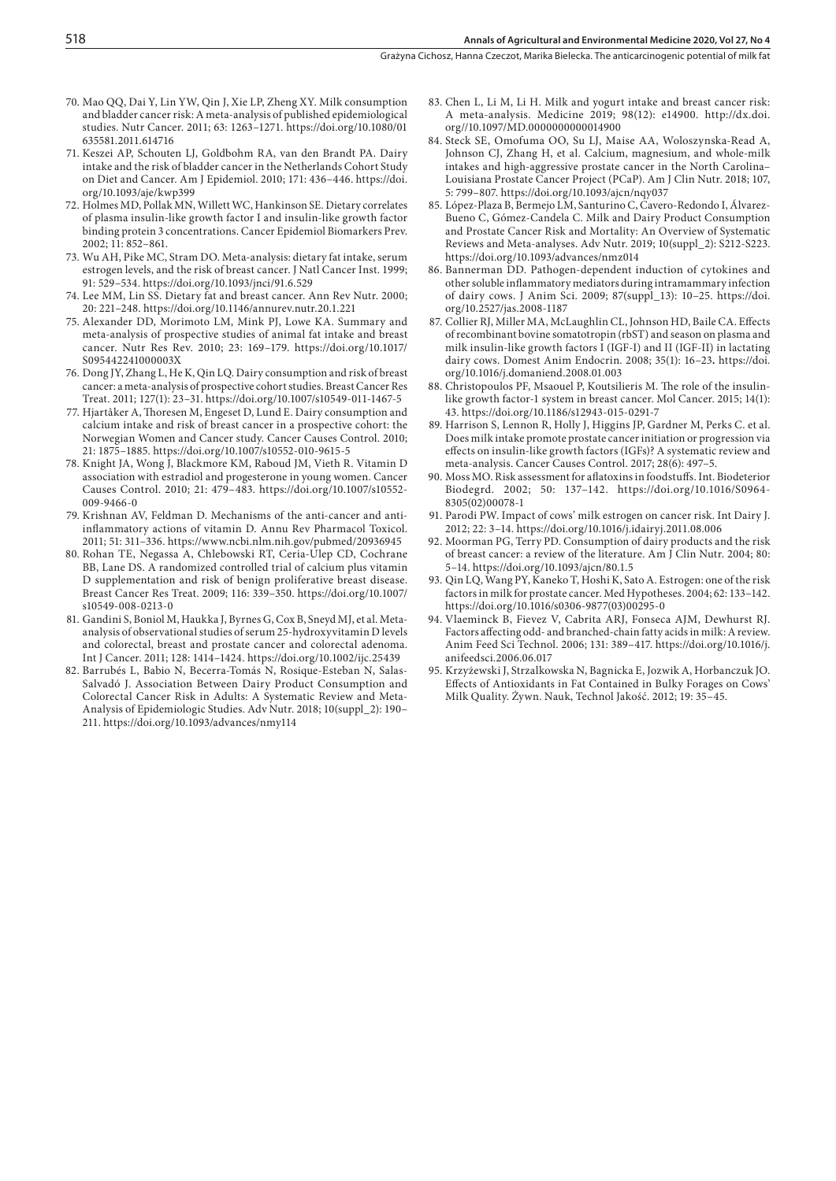70. Mao QQ, Dai Y, Lin YW, Qin J, Xie LP, Zheng XY. Milk consumption and bladder cancer risk: A meta-analysis of published epidemiological studies. Nutr Cancer. 2011; 63: 1263–1271. https://doi.org/10.1080/01635581.2011.614716
71. Keszei AP, Schouten LJ, Goldbohm RA, van den Brandt PA. Dairy intake and the risk of bladder cancer in the Netherlands Cohort Study on Diet and Cancer. Am J Epidemiol. 2010; 171: 436–446. https://doi.org/10.1093/aje/kwp399
72. Holmes MD, Pollak MN, Willett WC, Hankinson SE. Dietary correlates of plasma insulin-like growth factor I and insulin-like growth factor binding protein 3 concentrations. Cancer Epidemiol Biomarkers Prev. 2002; 11: 852–861.
73. Wu AH, Pike MC, Stram DO. Meta-analysis: dietary fat intake, serum estrogen levels, and the risk of breast cancer. J Natl Cancer Inst. 1999; 91: 529–534. https://doi.org/10.1093/jnci/91.6.529
74. Lee MM, Lin SS. Dietary fat and breast cancer. Ann Rev Nutr. 2000; 20: 221–248. https://doi.org/10.1146/annurev.nutr.20.1.221
75. Alexander DD, Morimoto LM, Mink PJ, Lowe KA. Summary and meta-analysis of prospective studies of animal fat intake and breast cancer. Nutr Res Rev. 2010; 23: 169–179. https://doi.org/10.1017/S095442241000003X
76. Dong JY, Zhang L, He K, Qin LQ. Dairy consumption and risk of breast cancer: a meta-analysis of prospective cohort studies. Breast Cancer Res Treat. 2011; 127(1): 23–31. https://doi.org/10.1007/s10549-011-1467-5
77. Hjartåker A, Thoresen M, Engeset D, Lund E. Dairy consumption and calcium intake and risk of breast cancer in a prospective cohort: the Norwegian Women and Cancer study. Cancer Causes Control. 2010; 21: 1875–1885. https://doi.org/10.1007/s10552-010-9615-5
78. Knight JA, Wong J, Blackmore KM, Raboud JM, Vieth R. Vitamin D association with estradiol and progesterone in young women. Cancer Causes Control. 2010; 21: 479–483. https://doi.org/10.1007/s10552-009-9466-0
79. Krishnan AV, Feldman D. Mechanisms of the anti-cancer and anti-inflammatory actions of vitamin D. Annu Rev Pharmacol Toxicol. 2011; 51: 311–336. https://www.ncbi.nlm.nih.gov/pubmed/20936945
80. Rohan TE, Negassa A, Chlebowski RT, Ceria-Ulep CD, Cochrane BB, Lane DS. A randomized controlled trial of calcium plus vitamin D supplementation and risk of benign proliferative breast disease. Breast Cancer Res Treat. 2009; 116: 339–350. https://doi.org/10.1007/s10549-008-0213-0
81. Gandini S, Boniol M, Haukka J, Byrnes G, Cox B, Sneyd MJ, et al. Meta-analysis of observational studies of serum 25-hydroxyvitamin D levels and colorectal, breast and prostate cancer and colorectal adenoma. Int J Cancer. 2011; 128: 1414–1424. https://doi.org/10.1002/ijc.25439
82. Barrubés L, Babio N, Becerra-Tomás N, Rosique-Esteban N, Salas-Salvadó J. Association Between Dairy Product Consumption and Colorectal Cancer Risk in Adults: A Systematic Review and Meta-Analysis of Epidemiologic Studies. Adv Nutr. 2018; 10(suppl_2): 190–211. https://doi.org/10.1093/advances/nmy114
83. Chen L, Li M, Li H. Milk and yogurt intake and breast cancer risk: A meta-analysis. Medicine 2019; 98(12): e14900. http://dx.doi.org//10.1097/MD.0000000000014900
84. Steck SE, Omofuma OO, Su LJ, Maise AA, Woloszynska-Read A, Johnson CJ, Zhang H, et al. Calcium, magnesium, and whole-milk intakes and high-aggressive prostate cancer in the North Carolina–Louisiana Prostate Cancer Project (PCaP). Am J Clin Nutr. 2018; 107, 5: 799–807. https://doi.org/10.1093/ajcn/nqy037
85. López-Plaza B, Bermejo LM, Santurino C, Cavero-Redondo I, Álvarez-Bueno C, Gómez-Candela C. Milk and Dairy Product Consumption and Prostate Cancer Risk and Mortality: An Overview of Systematic Reviews and Meta-analyses. Adv Nutr. 2019; 10(suppl_2): S212-S223. https://doi.org/10.1093/advances/nmz014
86. Bannerman DD. Pathogen-dependent induction of cytokines and other soluble inflammatory mediators during intramammary infection of dairy cows. J Anim Sci. 2009; 87(suppl_13): 10–25. https://doi.org/10.2527/jas.2008-1187
87. Collier RJ, Miller MA, McLaughlin CL, Johnson HD, Baile CA. Effects of recombinant bovine somatotropin (rbST) and season on plasma and milk insulin-like growth factors I (IGF-I) and II (IGF-II) in lactating dairy cows. Domest Anim Endocrin. 2008; 35(1): 16–23**.** https://doi.org/10.1016/j.domaniend.2008.01.003
88. Christopoulos PF, Msaouel P, Koutsilieris M. The role of the insulin-like growth factor-1 system in breast cancer. Mol Cancer. 2015; 14(1): 43. https://doi.org/10.1186/s12943-015-0291-7
89. Harrison S, Lennon R, Holly J, Higgins JP, Gardner M, Perks C. et al. Does milk intake promote prostate cancer initiation or progression via effects on insulin-like growth factors (IGFs)? A systematic review and meta-analysis. Cancer Causes Control. 2017; 28(6): 497–5.
90. Moss MO. Risk assessment for aflatoxins in foodstuffs. Int. Biodeterior Biodegrd. 2002; 50: 137–142. https://doi.org/10.1016/S0964-8305(02)00078-1
91. Parodi PW. Impact of cows' milk estrogen on cancer risk. Int Dairy J. 2012; 22: 3–14. https://doi.org/10.1016/j.idairyj.2011.08.006
92. Moorman PG, Terry PD. Consumption of dairy products and the risk of breast cancer: a review of the literature. Am J Clin Nutr. 2004; 80: 5–14. https://doi.org/10.1093/ajcn/80.1.5
93. Qin LQ, Wang PY, Kaneko T, Hoshi K, Sato A. Estrogen: one of the risk factors in milk for prostate cancer. Med Hypotheses. 2004; 62: 133–142. https://doi.org/10.1016/s0306-9877(03)00295-0
94. Vlaeminck B, Fievez V, Cabrita ARJ, Fonseca AJM, Dewhurst RJ. Factors affecting odd- and branched-chain fatty acids in milk: A review. Anim Feed Sci Technol. 2006; 131: 389–417. https://doi.org/10.1016/j.anifeedsci.2006.06.017
95. Krzyżewski J, Strzalkowska N, Bagnicka E, Jozwik A, Horbanczuk JO. Effects of Antioxidants in Fat Contained in Bulky Forages on Cows' Milk Quality. Żywn. Nauk, Technol Jakość. 2012; 19: 35–45.